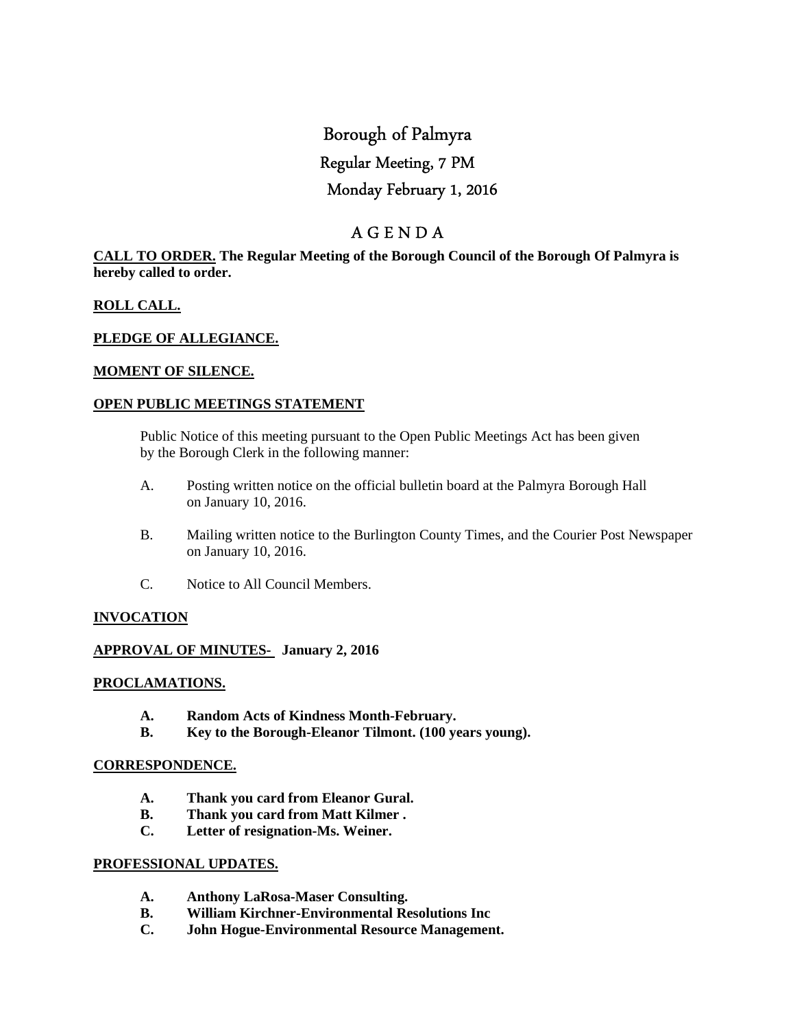# Borough of Palmyra

## Regular Meeting, 7 PM

## Monday February 1, 2016

## A G E N D A

**CALL TO ORDER. The Regular Meeting of the Borough Council of the Borough Of Palmyra is hereby called to order.**

**ROLL CALL.**

**PLEDGE OF ALLEGIANCE.**

**MOMENT OF SILENCE.**

**OPEN PUBLIC MEETINGS STATEMENT**

Public Notice of this meeting pursuant to the Open Public Meetings Act has been given by the Borough Clerk in the following manner:

A. Posting written notice on the official bulletin board at the Palmyra Borough Hall on January 10, 2016.

B. Mailing written notice to the Burlington County Times, and the Courier Post Newspaper on January 10, 2016.

C. Notice to All Council Members.

**INVOCATION**

**APPROVAL OF MINUTES- January 2, 2016**

**PROCLAMATIONS.**

**A. Random Acts of Kindness Month-February.**
**B. Key to the Borough-Eleanor Tilmont. (100 years young).**

**CORRESPONDENCE.**

**A. Thank you card from Eleanor Gural.**
**B. Thank you card from Matt Kilmer .**
**C. Letter of resignation-Ms. Weiner.**

**PROFESSIONAL UPDATES.**

**A. Anthony LaRosa-Maser Consulting.**
**B. William Kirchner-Environmental Resolutions Inc**
**C. John Hogue-Environmental Resource Management.**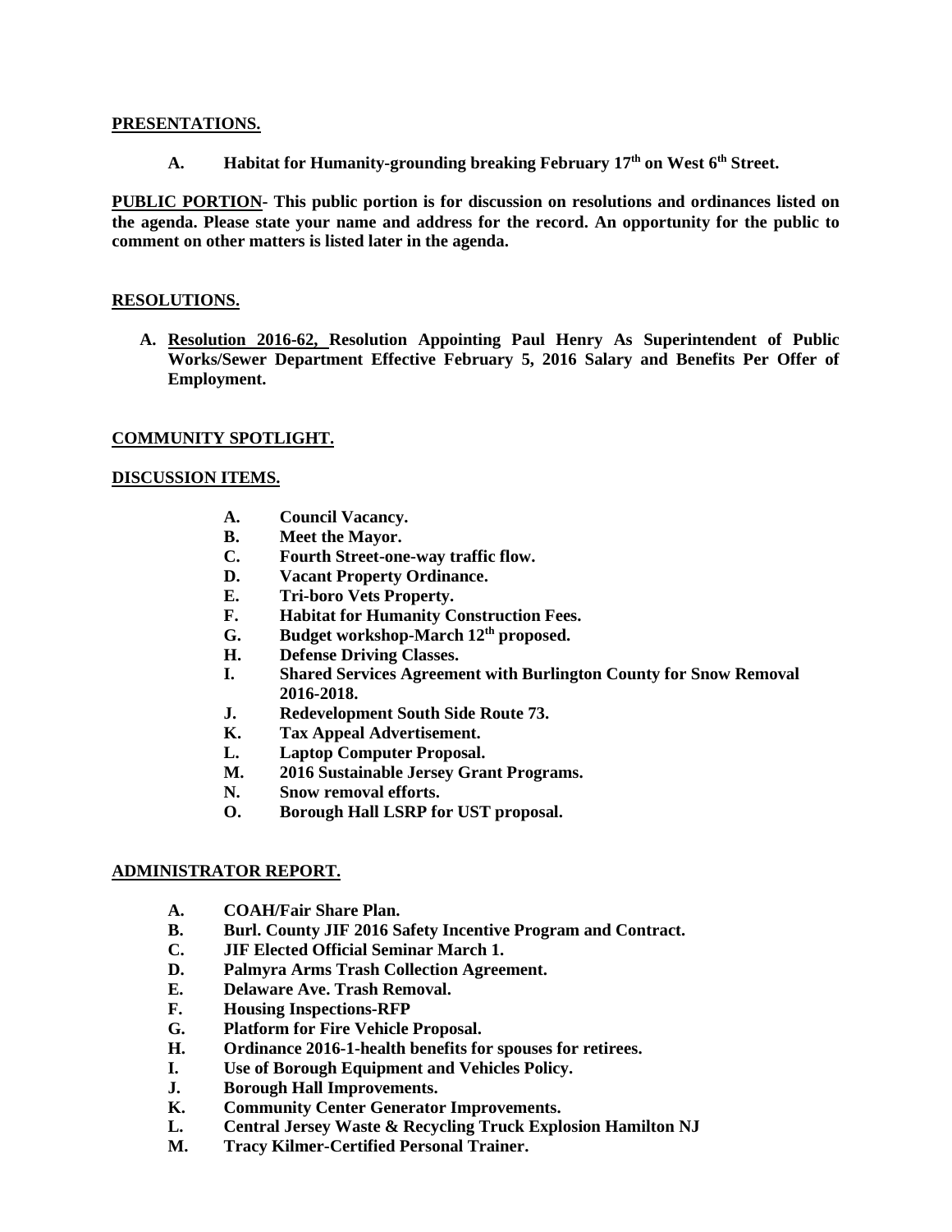**PRESENTATIONS.**

**A. Habitat for Humanity-grounding breaking February 17th on West 6th Street.**

**PUBLIC PORTION- This public portion is for discussion on resolutions and ordinances listed on the agenda. Please state your name and address for the record. An opportunity for the public to comment on other matters is listed later in the agenda.**

**RESOLUTIONS.**

**A. Resolution 2016-62, Resolution Appointing Paul Henry As Superintendent of Public Works/Sewer Department Effective February 5, 2016 Salary and Benefits Per Offer of Employment.**

**COMMUNITY SPOTLIGHT.**

**DISCUSSION ITEMS.**

**A. Council Vacancy.**
**B. Meet the Mayor.**
**C. Fourth Street-one-way traffic flow.**
**D. Vacant Property Ordinance.**
**E. Tri-boro Vets Property.**
**F. Habitat for Humanity Construction Fees.**
**G. Budget workshop-March 12th proposed.**
**H. Defense Driving Classes.**
**I. Shared Services Agreement with Burlington County for Snow Removal 2016-2018.**
**J. Redevelopment South Side Route 73.**
**K. Tax Appeal Advertisement.**
**L. Laptop Computer Proposal.**
**M. 2016 Sustainable Jersey Grant Programs.**
**N. Snow removal efforts.**
**O. Borough Hall LSRP for UST proposal.**

**ADMINISTRATOR REPORT.**

**A. COAH/Fair Share Plan.**
**B. Burl. County JIF 2016 Safety Incentive Program and Contract.**
**C. JIF Elected Official Seminar March 1.**
**D. Palmyra Arms Trash Collection Agreement.**
**E. Delaware Ave. Trash Removal.**
**F. Housing Inspections-RFP**
**G. Platform for Fire Vehicle Proposal.**
**H. Ordinance 2016-1-health benefits for spouses for retirees.**
**I. Use of Borough Equipment and Vehicles Policy.**
**J. Borough Hall Improvements.**
**K. Community Center Generator Improvements.**
**L. Central Jersey Waste & Recycling Truck Explosion Hamilton NJ**
**M. Tracy Kilmer-Certified Personal Trainer.**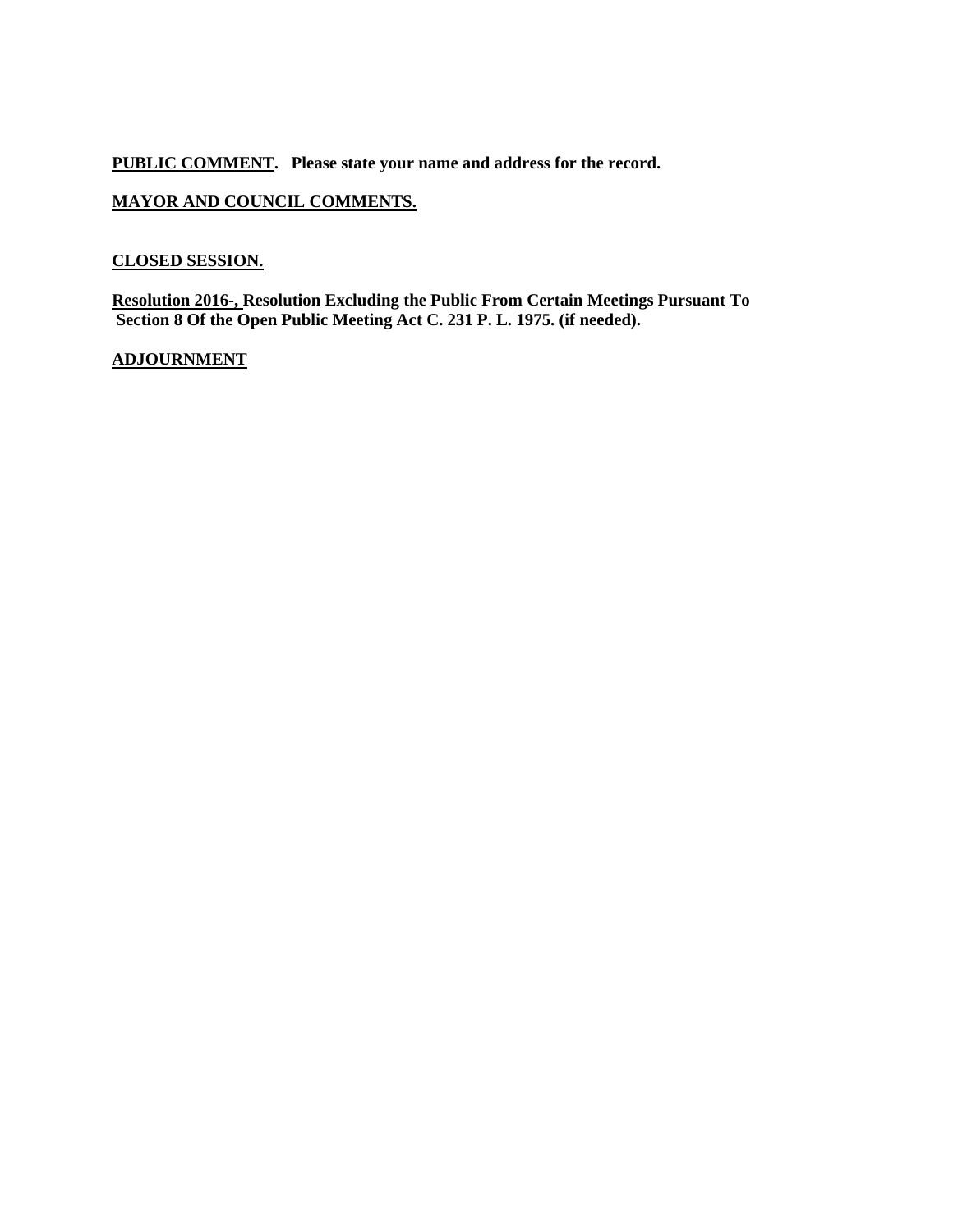**PUBLIC COMMENT. Please state your name and address for the record.**

**MAYOR AND COUNCIL COMMENTS.**

**CLOSED SESSION.**

**Resolution 2016-, Resolution Excluding the Public From Certain Meetings Pursuant To Section 8 Of the Open Public Meeting Act C. 231 P. L. 1975. (if needed).**

**ADJOURNMENT**